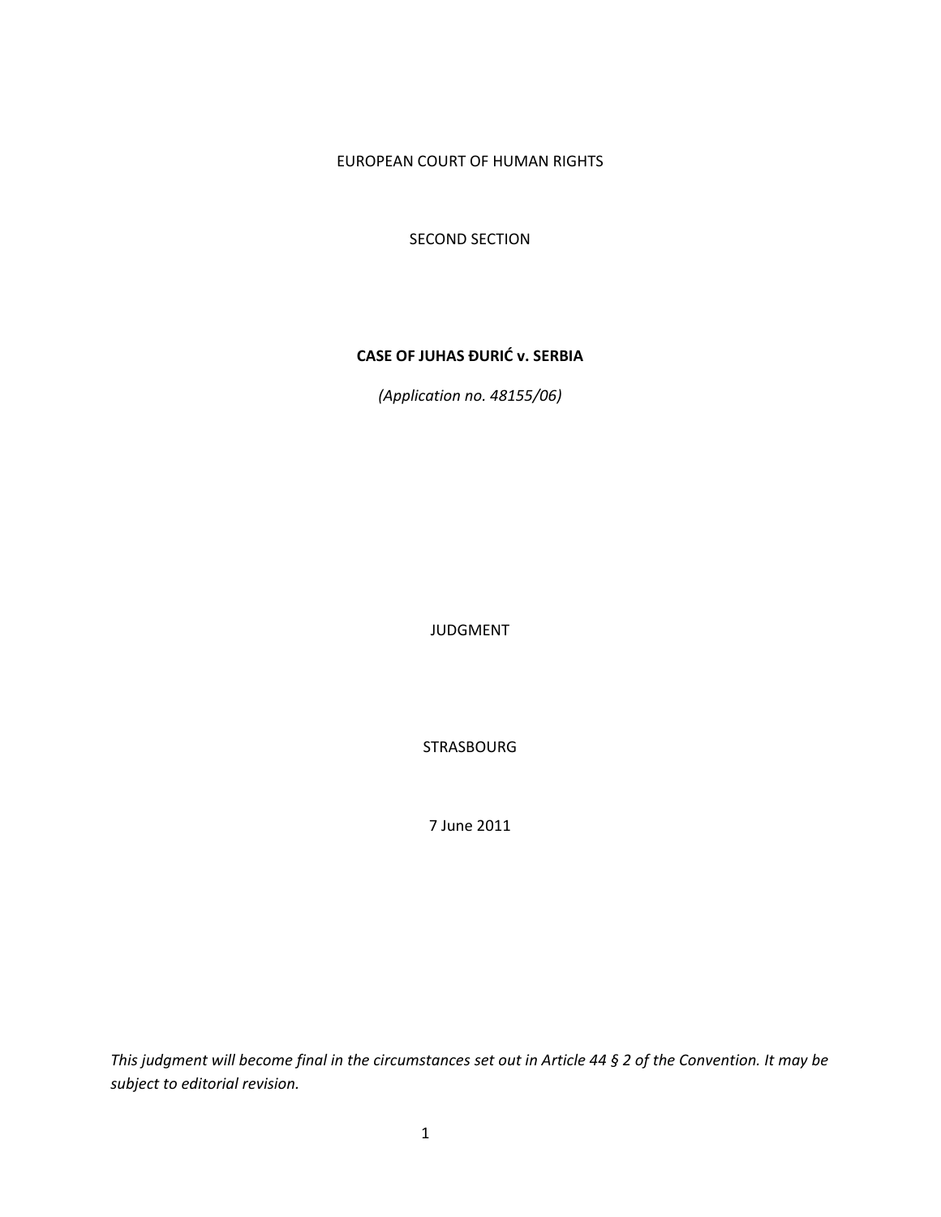EUROPEAN COURT OF HUMAN RIGHTS

SECOND SECTION

# CASE OF JUHAS ĐURIĆ v. SERBIA

*(Application no. 48155/06)*

JUDGMENT

STRASBOURG

7 June 2011

*This judgment will become final in the circumstances set out in Article 44 § 2 of the Convention. It may be subject to editorial revision.*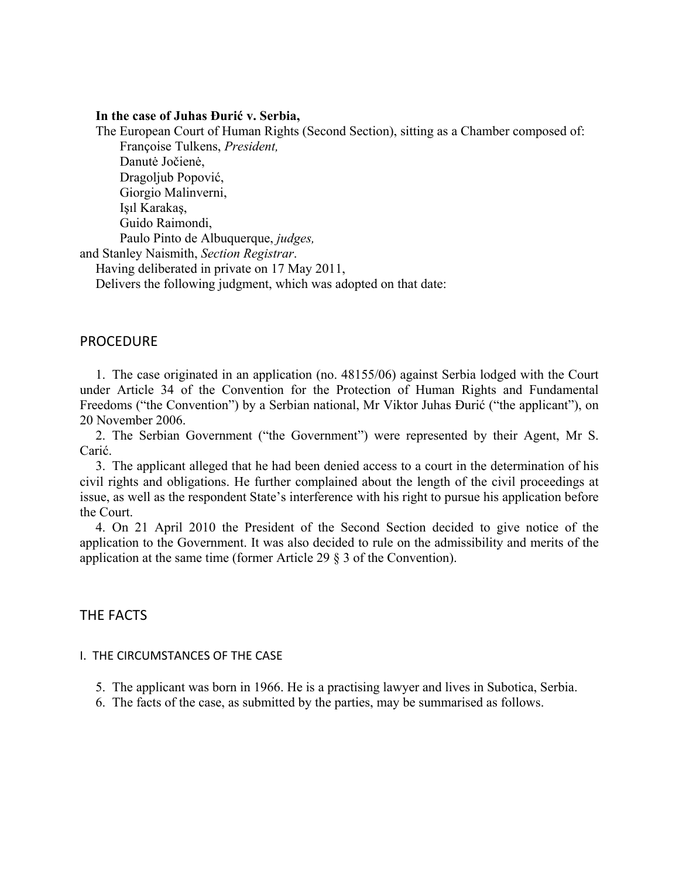**In the case of Juhas Đurić v. Serbia,**

The European Court of Human Rights (Second Section), sitting as a Chamber composed of:

Françoise Tulkens, *President,*
Danutė Jočienė,
Dragoljub Popović,
Giorgio Malinverni,
Işıl Karakaş,
Guido Raimondi,
Paulo Pinto de Albuquerque, *judges,*

and Stanley Naismith, *Section Registrar*.

Having deliberated in private on 17 May 2011,

Delivers the following judgment, which was adopted on that date:

## PROCEDURE

1. The case originated in an application (no. 48155/06) against Serbia lodged with the Court under Article 34 of the Convention for the Protection of Human Rights and Fundamental Freedoms ("the Convention") by a Serbian national, Mr Viktor Juhas Đurić ("the applicant"), on 20 November 2006.

2. The Serbian Government ("the Government") were represented by their Agent, Mr S. Carić.

3. The applicant alleged that he had been denied access to a court in the determination of his civil rights and obligations. He further complained about the length of the civil proceedings at issue, as well as the respondent State's interference with his right to pursue his application before the Court.

4. On 21 April 2010 the President of the Second Section decided to give notice of the application to the Government. It was also decided to rule on the admissibility and merits of the application at the same time (former Article 29 § 3 of the Convention).

## THE FACTS

### I. THE CIRCUMSTANCES OF THE CASE

5. The applicant was born in 1966. He is a practising lawyer and lives in Subotica, Serbia.

6. The facts of the case, as submitted by the parties, may be summarised as follows.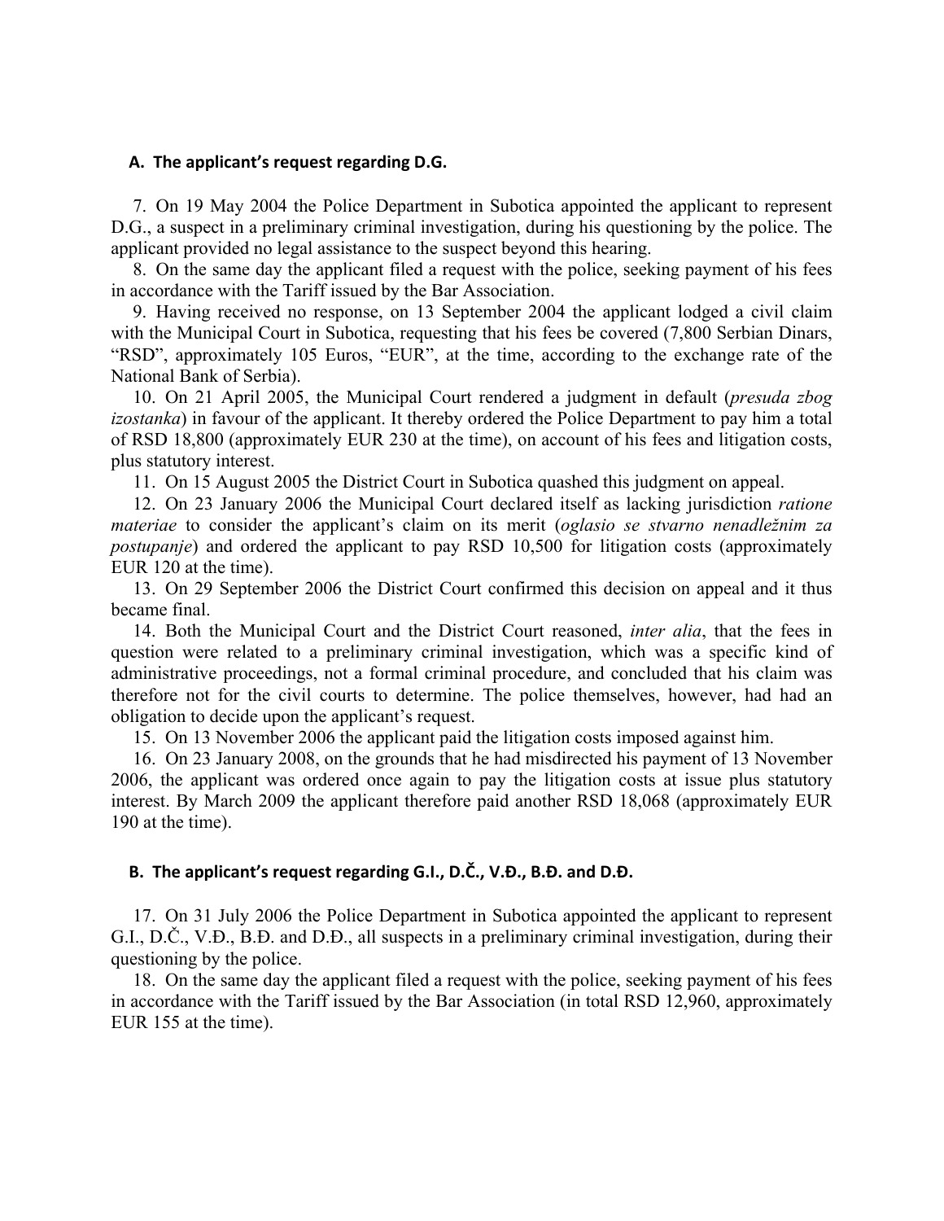### A. The applicant's request regarding D.G.

7. On 19 May 2004 the Police Department in Subotica appointed the applicant to represent D.G., a suspect in a preliminary criminal investigation, during his questioning by the police. The applicant provided no legal assistance to the suspect beyond this hearing.

8. On the same day the applicant filed a request with the police, seeking payment of his fees in accordance with the Tariff issued by the Bar Association.

9. Having received no response, on 13 September 2004 the applicant lodged a civil claim with the Municipal Court in Subotica, requesting that his fees be covered (7,800 Serbian Dinars, "RSD", approximately 105 Euros, "EUR", at the time, according to the exchange rate of the National Bank of Serbia).

10. On 21 April 2005, the Municipal Court rendered a judgment in default (*presuda zbog izostanka*) in favour of the applicant. It thereby ordered the Police Department to pay him a total of RSD 18,800 (approximately EUR 230 at the time), on account of his fees and litigation costs, plus statutory interest.

11. On 15 August 2005 the District Court in Subotica quashed this judgment on appeal.

12. On 23 January 2006 the Municipal Court declared itself as lacking jurisdiction *ratione materiae* to consider the applicant's claim on its merit (*oglasio se stvarno nenadležnim za postupanje*) and ordered the applicant to pay RSD 10,500 for litigation costs (approximately EUR 120 at the time).

13. On 29 September 2006 the District Court confirmed this decision on appeal and it thus became final.

14. Both the Municipal Court and the District Court reasoned, *inter alia*, that the fees in question were related to a preliminary criminal investigation, which was a specific kind of administrative proceedings, not a formal criminal procedure, and concluded that his claim was therefore not for the civil courts to determine. The police themselves, however, had had an obligation to decide upon the applicant's request.

15. On 13 November 2006 the applicant paid the litigation costs imposed against him.

16. On 23 January 2008, on the grounds that he had misdirected his payment of 13 November 2006, the applicant was ordered once again to pay the litigation costs at issue plus statutory interest. By March 2009 the applicant therefore paid another RSD 18,068 (approximately EUR 190 at the time).

### B. The applicant's request regarding G.I., D.Č., V.Đ., B.Đ. and D.Đ.

17. On 31 July 2006 the Police Department in Subotica appointed the applicant to represent G.I., D.Č., V.Đ., B.Đ. and D.Đ., all suspects in a preliminary criminal investigation, during their questioning by the police.

18. On the same day the applicant filed a request with the police, seeking payment of his fees in accordance with the Tariff issued by the Bar Association (in total RSD 12,960, approximately EUR 155 at the time).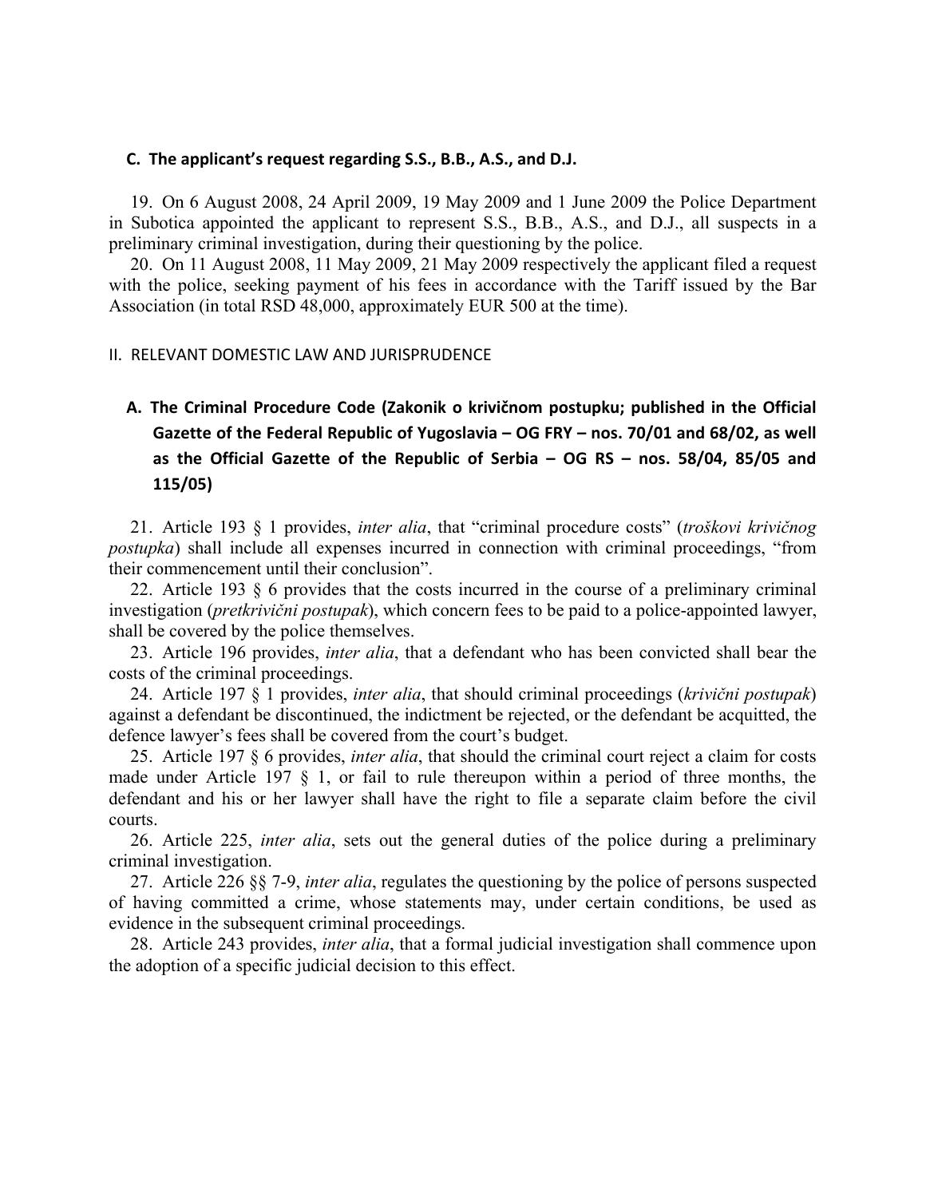### C. The applicant's request regarding S.S., B.B., A.S., and D.J.

19. On 6 August 2008, 24 April 2009, 19 May 2009 and 1 June 2009 the Police Department in Subotica appointed the applicant to represent S.S., B.B., A.S., and D.J., all suspects in a preliminary criminal investigation, during their questioning by the police.

20. On 11 August 2008, 11 May 2009, 21 May 2009 respectively the applicant filed a request with the police, seeking payment of his fees in accordance with the Tariff issued by the Bar Association (in total RSD 48,000, approximately EUR 500 at the time).

## II. RELEVANT DOMESTIC LAW AND JURISPRUDENCE

### A. The Criminal Procedure Code (Zakonik o krivičnom postupku; published in the Official Gazette of the Federal Republic of Yugoslavia – OG FRY – nos. 70/01 and 68/02, as well as the Official Gazette of the Republic of Serbia – OG RS – nos. 58/04, 85/05 and 115/05)

21. Article 193 § 1 provides, *inter alia*, that "criminal procedure costs" (*troškovi krivičnog postupka*) shall include all expenses incurred in connection with criminal proceedings, "from their commencement until their conclusion".

22. Article 193 § 6 provides that the costs incurred in the course of a preliminary criminal investigation (*pretkrivični postupak*), which concern fees to be paid to a police-appointed lawyer, shall be covered by the police themselves.

23. Article 196 provides, *inter alia*, that a defendant who has been convicted shall bear the costs of the criminal proceedings.

24. Article 197 § 1 provides, *inter alia*, that should criminal proceedings (*krivični postupak*) against a defendant be discontinued, the indictment be rejected, or the defendant be acquitted, the defence lawyer's fees shall be covered from the court's budget.

25. Article 197 § 6 provides, *inter alia*, that should the criminal court reject a claim for costs made under Article 197 § 1, or fail to rule thereupon within a period of three months, the defendant and his or her lawyer shall have the right to file a separate claim before the civil courts.

26. Article 225, *inter alia*, sets out the general duties of the police during a preliminary criminal investigation.

27. Article 226 §§ 7-9, *inter alia*, regulates the questioning by the police of persons suspected of having committed a crime, whose statements may, under certain conditions, be used as evidence in the subsequent criminal proceedings.

28. Article 243 provides, *inter alia*, that a formal judicial investigation shall commence upon the adoption of a specific judicial decision to this effect.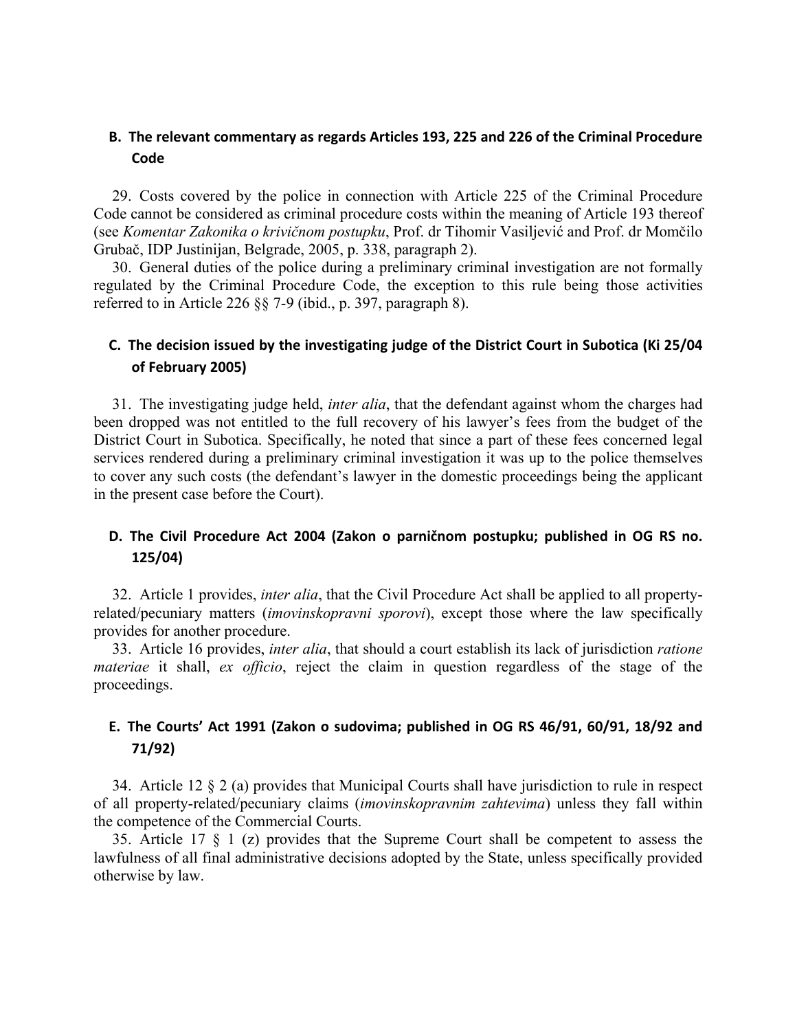### B. The relevant commentary as regards Articles 193, 225 and 226 of the Criminal Procedure Code

29. Costs covered by the police in connection with Article 225 of the Criminal Procedure Code cannot be considered as criminal procedure costs within the meaning of Article 193 thereof (see *Komentar Zakonika o krivičnom postupku*, Prof. dr Tihomir Vasiljević and Prof. dr Momčilo Grubač, IDP Justinijan, Belgrade, 2005, p. 338, paragraph 2).

30. General duties of the police during a preliminary criminal investigation are not formally regulated by the Criminal Procedure Code, the exception to this rule being those activities referred to in Article 226 §§ 7-9 (ibid., p. 397, paragraph 8).

### C. The decision issued by the investigating judge of the District Court in Subotica (Ki 25/04 of February 2005)

31. The investigating judge held, *inter alia*, that the defendant against whom the charges had been dropped was not entitled to the full recovery of his lawyer's fees from the budget of the District Court in Subotica. Specifically, he noted that since a part of these fees concerned legal services rendered during a preliminary criminal investigation it was up to the police themselves to cover any such costs (the defendant's lawyer in the domestic proceedings being the applicant in the present case before the Court).

### D. The Civil Procedure Act 2004 (Zakon o parničnom postupku; published in OG RS no. 125/04)

32. Article 1 provides, *inter alia*, that the Civil Procedure Act shall be applied to all property-related/pecuniary matters (*imovinskopravni sporovi*), except those where the law specifically provides for another procedure.

33. Article 16 provides, *inter alia*, that should a court establish its lack of jurisdiction *ratione materiae* it shall, *ex officio*, reject the claim in question regardless of the stage of the proceedings.

### E. The Courts' Act 1991 (Zakon o sudovima; published in OG RS 46/91, 60/91, 18/92 and 71/92)

34. Article 12 § 2 (a) provides that Municipal Courts shall have jurisdiction to rule in respect of all property-related/pecuniary claims (*imovinskopravnim zahtevima*) unless they fall within the competence of the Commercial Courts.

35. Article 17 § 1 (z) provides that the Supreme Court shall be competent to assess the lawfulness of all final administrative decisions adopted by the State, unless specifically provided otherwise by law.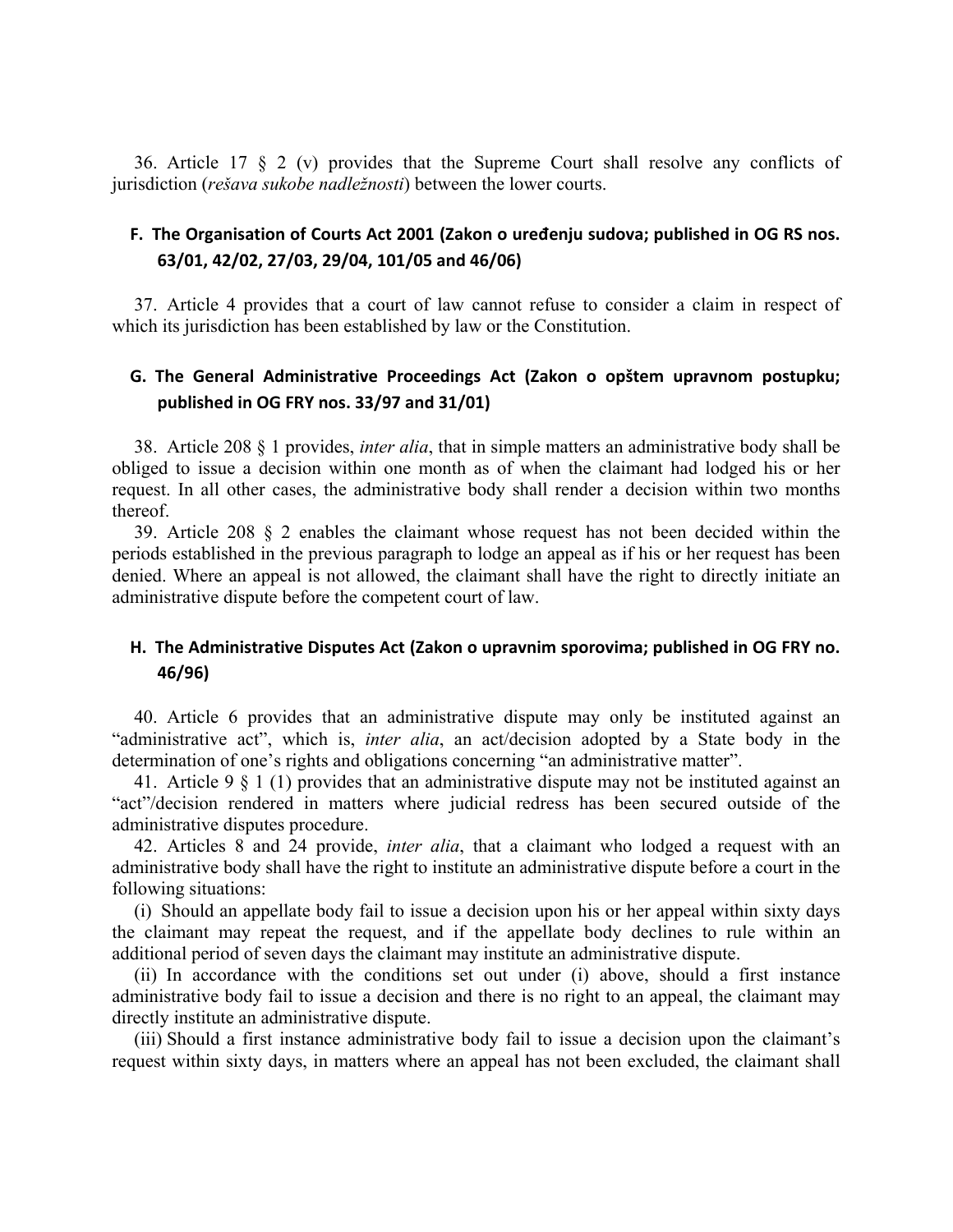36. Article 17 § 2 (v) provides that the Supreme Court shall resolve any conflicts of jurisdiction (*rešava sukobe nadležnosti*) between the lower courts.

### F. The Organisation of Courts Act 2001 (Zakon o uređenju sudova; published in OG RS nos. 63/01, 42/02, 27/03, 29/04, 101/05 and 46/06)

37. Article 4 provides that a court of law cannot refuse to consider a claim in respect of which its jurisdiction has been established by law or the Constitution.

### G. The General Administrative Proceedings Act (Zakon o opštem upravnom postupku; published in OG FRY nos. 33/97 and 31/01)

38. Article 208 § 1 provides, *inter alia*, that in simple matters an administrative body shall be obliged to issue a decision within one month as of when the claimant had lodged his or her request. In all other cases, the administrative body shall render a decision within two months thereof.

39. Article 208 § 2 enables the claimant whose request has not been decided within the periods established in the previous paragraph to lodge an appeal as if his or her request has been denied. Where an appeal is not allowed, the claimant shall have the right to directly initiate an administrative dispute before the competent court of law.

### H. The Administrative Disputes Act (Zakon o upravnim sporovima; published in OG FRY no. 46/96)

40. Article 6 provides that an administrative dispute may only be instituted against an "administrative act", which is, *inter alia*, an act/decision adopted by a State body in the determination of one's rights and obligations concerning "an administrative matter".

41. Article 9 § 1 (1) provides that an administrative dispute may not be instituted against an "act"/decision rendered in matters where judicial redress has been secured outside of the administrative disputes procedure.

42. Articles 8 and 24 provide, *inter alia*, that a claimant who lodged a request with an administrative body shall have the right to institute an administrative dispute before a court in the following situations:

(i) Should an appellate body fail to issue a decision upon his or her appeal within sixty days the claimant may repeat the request, and if the appellate body declines to rule within an additional period of seven days the claimant may institute an administrative dispute.

(ii) In accordance with the conditions set out under (i) above, should a first instance administrative body fail to issue a decision and there is no right to an appeal, the claimant may directly institute an administrative dispute.

(iii) Should a first instance administrative body fail to issue a decision upon the claimant's request within sixty days, in matters where an appeal has not been excluded, the claimant shall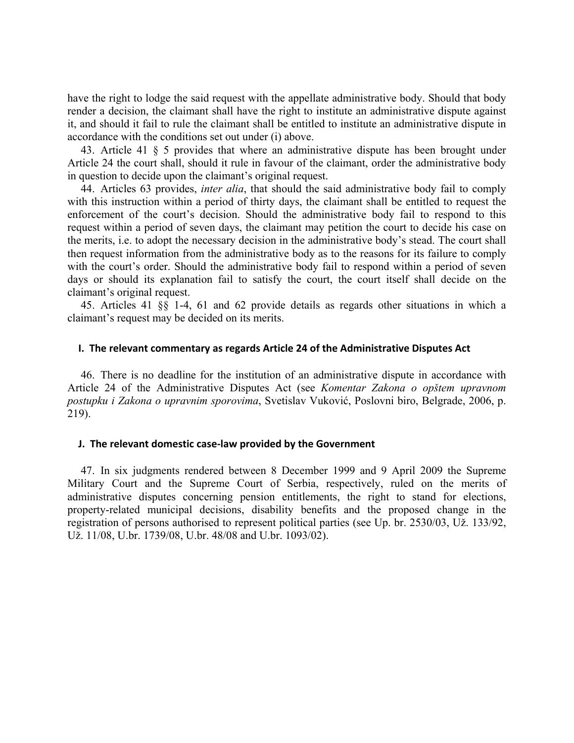have the right to lodge the said request with the appellate administrative body. Should that body render a decision, the claimant shall have the right to institute an administrative dispute against it, and should it fail to rule the claimant shall be entitled to institute an administrative dispute in accordance with the conditions set out under (i) above.

43. Article 41 § 5 provides that where an administrative dispute has been brought under Article 24 the court shall, should it rule in favour of the claimant, order the administrative body in question to decide upon the claimant's original request.

44. Articles 63 provides, *inter alia*, that should the said administrative body fail to comply with this instruction within a period of thirty days, the claimant shall be entitled to request the enforcement of the court's decision. Should the administrative body fail to respond to this request within a period of seven days, the claimant may petition the court to decide his case on the merits, i.e. to adopt the necessary decision in the administrative body's stead. The court shall then request information from the administrative body as to the reasons for its failure to comply with the court's order. Should the administrative body fail to respond within a period of seven days or should its explanation fail to satisfy the court, the court itself shall decide on the claimant's original request.

45. Articles 41 §§ 1-4, 61 and 62 provide details as regards other situations in which a claimant's request may be decided on its merits.

### I. The relevant commentary as regards Article 24 of the Administrative Disputes Act

46. There is no deadline for the institution of an administrative dispute in accordance with Article 24 of the Administrative Disputes Act (see *Komentar Zakona o opštem upravnom postupku i Zakona o upravnim sporovima*, Svetislav Vuković, Poslovni biro, Belgrade, 2006, p. 219).

### J. The relevant domestic case-law provided by the Government

47. In six judgments rendered between 8 December 1999 and 9 April 2009 the Supreme Military Court and the Supreme Court of Serbia, respectively, ruled on the merits of administrative disputes concerning pension entitlements, the right to stand for elections, property-related municipal decisions, disability benefits and the proposed change in the registration of persons authorised to represent political parties (see Up. br. 2530/03, Už. 133/92, Už. 11/08, U.br. 1739/08, U.br. 48/08 and U.br. 1093/02).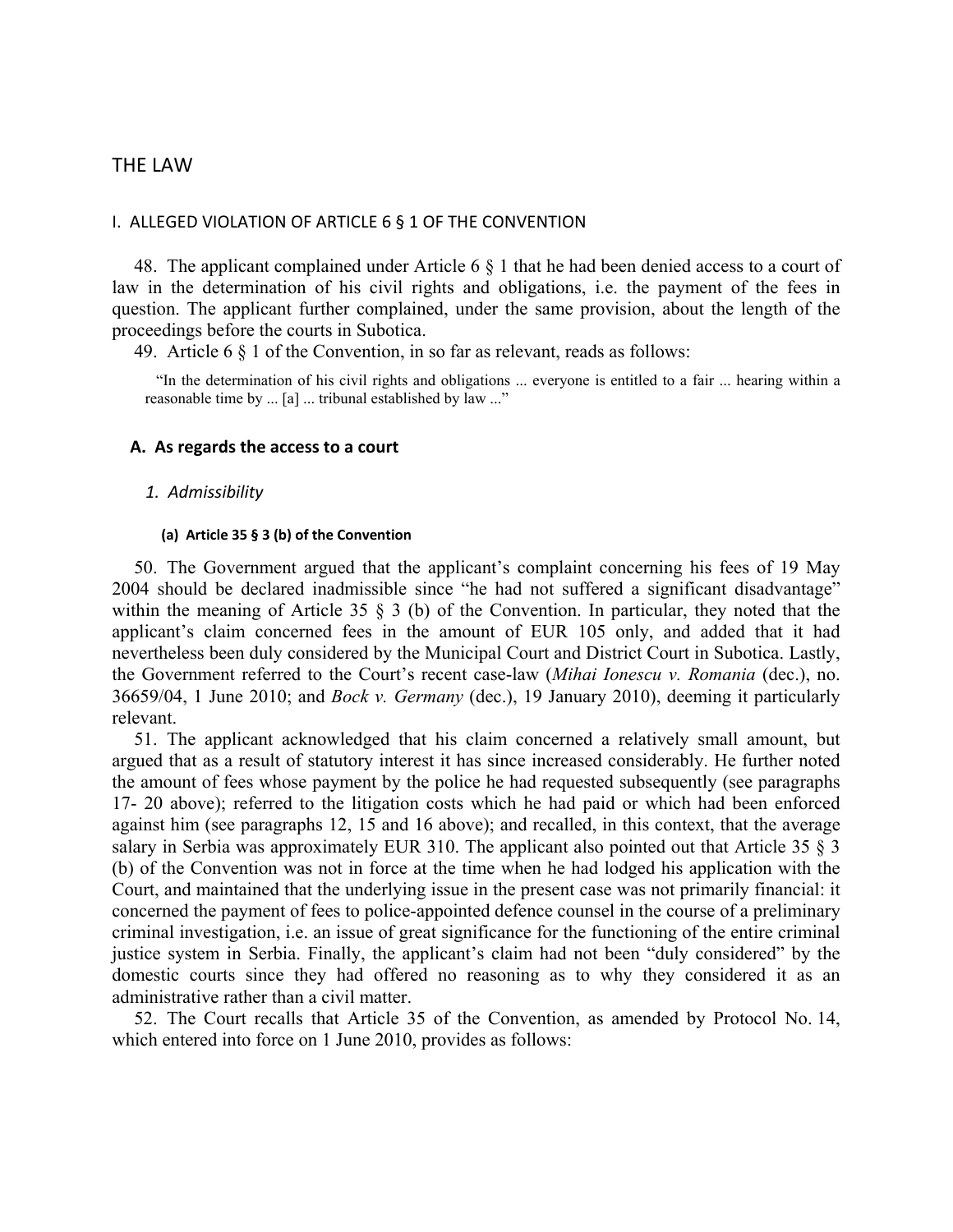## THE LAW

### I. ALLEGED VIOLATION OF ARTICLE 6 § 1 OF THE CONVENTION

48. The applicant complained under Article 6 § 1 that he had been denied access to a court of law in the determination of his civil rights and obligations, i.e. the payment of the fees in question. The applicant further complained, under the same provision, about the length of the proceedings before the courts in Subotica.

49. Article 6 § 1 of the Convention, in so far as relevant, reads as follows:

> "In the determination of his civil rights and obligations ... everyone is entitled to a fair ... hearing within a reasonable time by ... [a] ... tribunal established by law ..."

#### A. As regards the access to a court

##### *1. Admissibility*

###### (a) Article 35 § 3 (b) of the Convention

50. The Government argued that the applicant's complaint concerning his fees of 19 May 2004 should be declared inadmissible since "he had not suffered a significant disadvantage" within the meaning of Article 35 § 3 (b) of the Convention. In particular, they noted that the applicant's claim concerned fees in the amount of EUR 105 only, and added that it had nevertheless been duly considered by the Municipal Court and District Court in Subotica. Lastly, the Government referred to the Court's recent case-law (*Mihai Ionescu v. Romania* (dec.), no. 36659/04, 1 June 2010; and *Bock v. Germany* (dec.), 19 January 2010), deeming it particularly relevant.

51. The applicant acknowledged that his claim concerned a relatively small amount, but argued that as a result of statutory interest it has since increased considerably. He further noted the amount of fees whose payment by the police he had requested subsequently (see paragraphs 17- 20 above); referred to the litigation costs which he had paid or which had been enforced against him (see paragraphs 12, 15 and 16 above); and recalled, in this context, that the average salary in Serbia was approximately EUR 310. The applicant also pointed out that Article 35 § 3 (b) of the Convention was not in force at the time when he had lodged his application with the Court, and maintained that the underlying issue in the present case was not primarily financial: it concerned the payment of fees to police-appointed defence counsel in the course of a preliminary criminal investigation, i.e. an issue of great significance for the functioning of the entire criminal justice system in Serbia. Finally, the applicant's claim had not been "duly considered" by the domestic courts since they had offered no reasoning as to why they considered it as an administrative rather than a civil matter.

52. The Court recalls that Article 35 of the Convention, as amended by Protocol No. 14, which entered into force on 1 June 2010, provides as follows: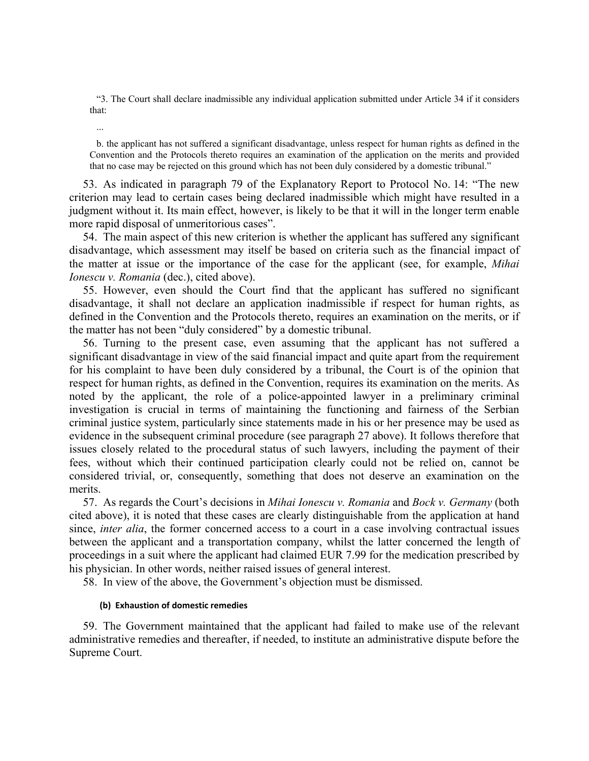> "3. The Court shall declare inadmissible any individual application submitted under Article 34 if it considers that:
>
> ...
>
> b. the applicant has not suffered a significant disadvantage, unless respect for human rights as defined in the Convention and the Protocols thereto requires an examination of the application on the merits and provided that no case may be rejected on this ground which has not been duly considered by a domestic tribunal."

53. As indicated in paragraph 79 of the Explanatory Report to Protocol No. 14: "The new criterion may lead to certain cases being declared inadmissible which might have resulted in a judgment without it. Its main effect, however, is likely to be that it will in the longer term enable more rapid disposal of unmeritorious cases".

54. The main aspect of this new criterion is whether the applicant has suffered any significant disadvantage, which assessment may itself be based on criteria such as the financial impact of the matter at issue or the importance of the case for the applicant (see, for example, *Mihai Ionescu v. Romania* (dec.), cited above).

55. However, even should the Court find that the applicant has suffered no significant disadvantage, it shall not declare an application inadmissible if respect for human rights, as defined in the Convention and the Protocols thereto, requires an examination on the merits, or if the matter has not been "duly considered" by a domestic tribunal.

56. Turning to the present case, even assuming that the applicant has not suffered a significant disadvantage in view of the said financial impact and quite apart from the requirement for his complaint to have been duly considered by a tribunal, the Court is of the opinion that respect for human rights, as defined in the Convention, requires its examination on the merits. As noted by the applicant, the role of a police-appointed lawyer in a preliminary criminal investigation is crucial in terms of maintaining the functioning and fairness of the Serbian criminal justice system, particularly since statements made in his or her presence may be used as evidence in the subsequent criminal procedure (see paragraph 27 above). It follows therefore that issues closely related to the procedural status of such lawyers, including the payment of their fees, without which their continued participation clearly could not be relied on, cannot be considered trivial, or, consequently, something that does not deserve an examination on the merits.

57. As regards the Court's decisions in *Mihai Ionescu v. Romania* and *Bock v. Germany* (both cited above), it is noted that these cases are clearly distinguishable from the application at hand since, *inter alia*, the former concerned access to a court in a case involving contractual issues between the applicant and a transportation company, whilst the latter concerned the length of proceedings in a suit where the applicant had claimed EUR 7.99 for the medication prescribed by his physician. In other words, neither raised issues of general interest.

58. In view of the above, the Government's objection must be dismissed.

#### (b) Exhaustion of domestic remedies

59. The Government maintained that the applicant had failed to make use of the relevant administrative remedies and thereafter, if needed, to institute an administrative dispute before the Supreme Court.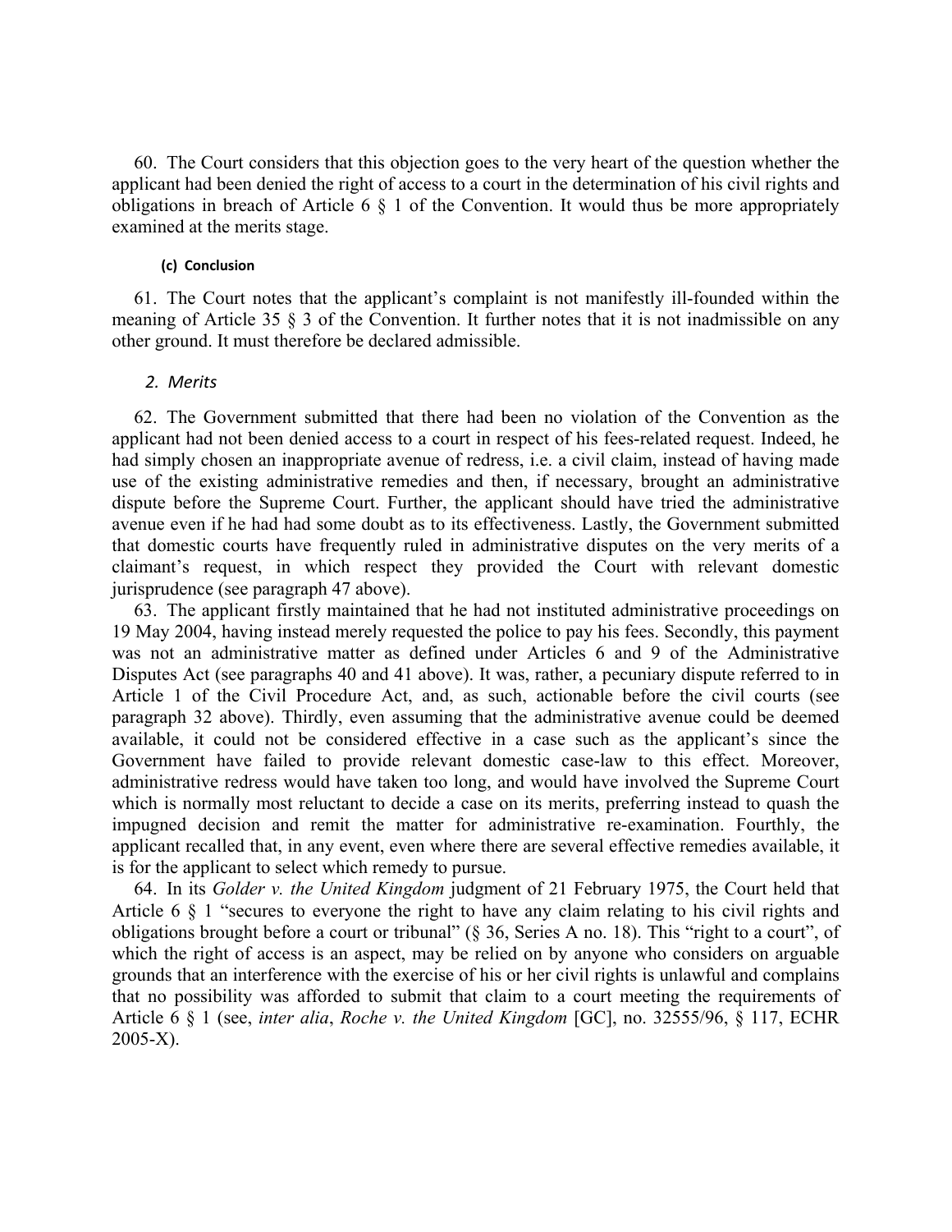60. The Court considers that this objection goes to the very heart of the question whether the applicant had been denied the right of access to a court in the determination of his civil rights and obligations in breach of Article 6 § 1 of the Convention. It would thus be more appropriately examined at the merits stage.

#### (c) Conclusion

61. The Court notes that the applicant's complaint is not manifestly ill-founded within the meaning of Article 35 § 3 of the Convention. It further notes that it is not inadmissible on any other ground. It must therefore be declared admissible.

### *2. Merits*

62. The Government submitted that there had been no violation of the Convention as the applicant had not been denied access to a court in respect of his fees-related request. Indeed, he had simply chosen an inappropriate avenue of redress, i.e. a civil claim, instead of having made use of the existing administrative remedies and then, if necessary, brought an administrative dispute before the Supreme Court. Further, the applicant should have tried the administrative avenue even if he had had some doubt as to its effectiveness. Lastly, the Government submitted that domestic courts have frequently ruled in administrative disputes on the very merits of a claimant's request, in which respect they provided the Court with relevant domestic jurisprudence (see paragraph 47 above).

63. The applicant firstly maintained that he had not instituted administrative proceedings on 19 May 2004, having instead merely requested the police to pay his fees. Secondly, this payment was not an administrative matter as defined under Articles 6 and 9 of the Administrative Disputes Act (see paragraphs 40 and 41 above). It was, rather, a pecuniary dispute referred to in Article 1 of the Civil Procedure Act, and, as such, actionable before the civil courts (see paragraph 32 above). Thirdly, even assuming that the administrative avenue could be deemed available, it could not be considered effective in a case such as the applicant's since the Government have failed to provide relevant domestic case-law to this effect. Moreover, administrative redress would have taken too long, and would have involved the Supreme Court which is normally most reluctant to decide a case on its merits, preferring instead to quash the impugned decision and remit the matter for administrative re-examination. Fourthly, the applicant recalled that, in any event, even where there are several effective remedies available, it is for the applicant to select which remedy to pursue.

64. In its *Golder v. the United Kingdom* judgment of 21 February 1975, the Court held that Article 6 § 1 "secures to everyone the right to have any claim relating to his civil rights and obligations brought before a court or tribunal" (§ 36, Series A no. 18). This "right to a court", of which the right of access is an aspect, may be relied on by anyone who considers on arguable grounds that an interference with the exercise of his or her civil rights is unlawful and complains that no possibility was afforded to submit that claim to a court meeting the requirements of Article 6 § 1 (see, *inter alia*, *Roche v. the United Kingdom* [GC], no. 32555/96, § 117, ECHR 2005-X).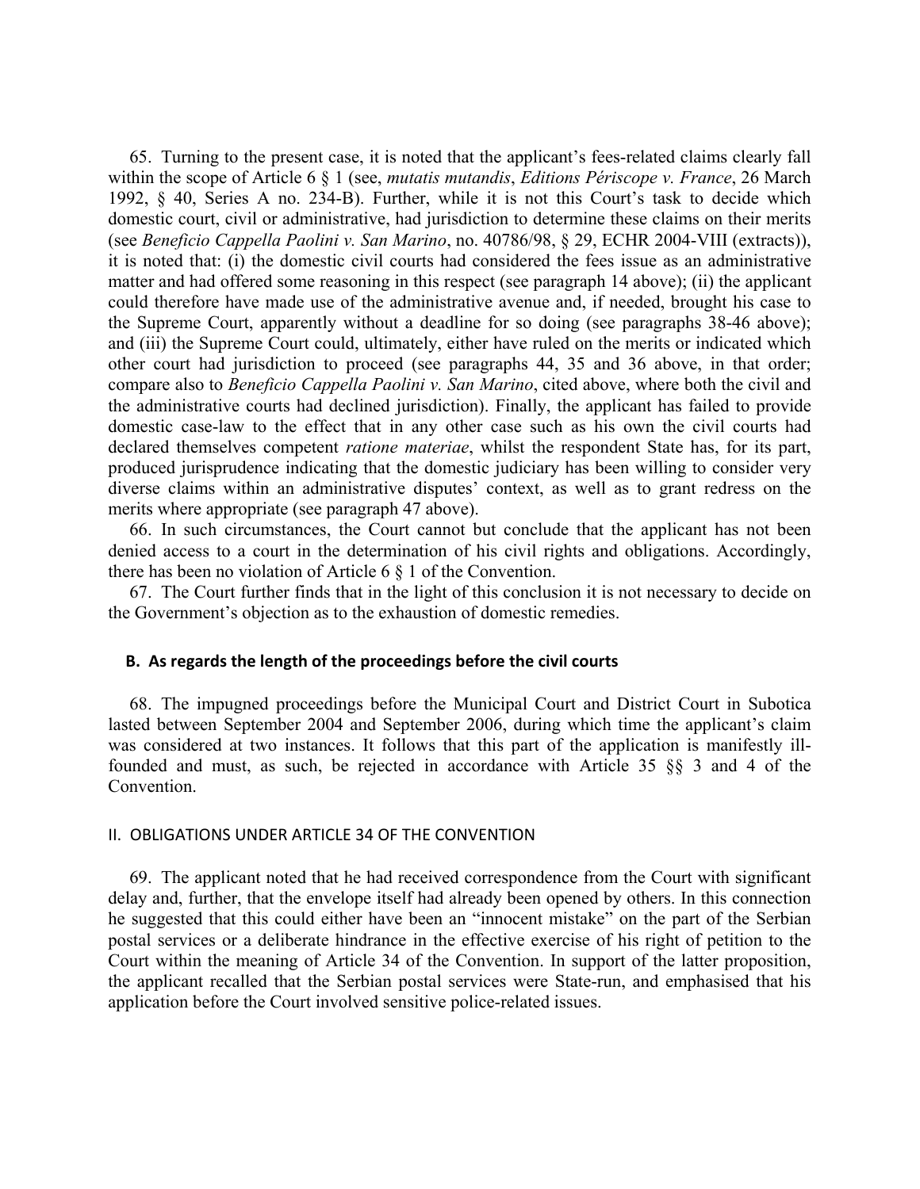65. Turning to the present case, it is noted that the applicant's fees-related claims clearly fall within the scope of Article 6 § 1 (see, *mutatis mutandis*, *Editions Périscope v. France*, 26 March 1992, § 40, Series A no. 234-B). Further, while it is not this Court's task to decide which domestic court, civil or administrative, had jurisdiction to determine these claims on their merits (see *Beneficio Cappella Paolini v. San Marino*, no. 40786/98, § 29, ECHR 2004-VIII (extracts)), it is noted that: (i) the domestic civil courts had considered the fees issue as an administrative matter and had offered some reasoning in this respect (see paragraph 14 above); (ii) the applicant could therefore have made use of the administrative avenue and, if needed, brought his case to the Supreme Court, apparently without a deadline for so doing (see paragraphs 38-46 above); and (iii) the Supreme Court could, ultimately, either have ruled on the merits or indicated which other court had jurisdiction to proceed (see paragraphs 44, 35 and 36 above, in that order; compare also to *Beneficio Cappella Paolini v. San Marino*, cited above, where both the civil and the administrative courts had declined jurisdiction). Finally, the applicant has failed to provide domestic case-law to the effect that in any other case such as his own the civil courts had declared themselves competent *ratione materiae*, whilst the respondent State has, for its part, produced jurisprudence indicating that the domestic judiciary has been willing to consider very diverse claims within an administrative disputes' context, as well as to grant redress on the merits where appropriate (see paragraph 47 above).

66. In such circumstances, the Court cannot but conclude that the applicant has not been denied access to a court in the determination of his civil rights and obligations. Accordingly, there has been no violation of Article 6 § 1 of the Convention.

67. The Court further finds that in the light of this conclusion it is not necessary to decide on the Government's objection as to the exhaustion of domestic remedies.

### B. As regards the length of the proceedings before the civil courts

68. The impugned proceedings before the Municipal Court and District Court in Subotica lasted between September 2004 and September 2006, during which time the applicant's claim was considered at two instances. It follows that this part of the application is manifestly ill-founded and must, as such, be rejected in accordance with Article 35 §§ 3 and 4 of the Convention.

## II. OBLIGATIONS UNDER ARTICLE 34 OF THE CONVENTION

69. The applicant noted that he had received correspondence from the Court with significant delay and, further, that the envelope itself had already been opened by others. In this connection he suggested that this could either have been an "innocent mistake" on the part of the Serbian postal services or a deliberate hindrance in the effective exercise of his right of petition to the Court within the meaning of Article 34 of the Convention. In support of the latter proposition, the applicant recalled that the Serbian postal services were State-run, and emphasised that his application before the Court involved sensitive police-related issues.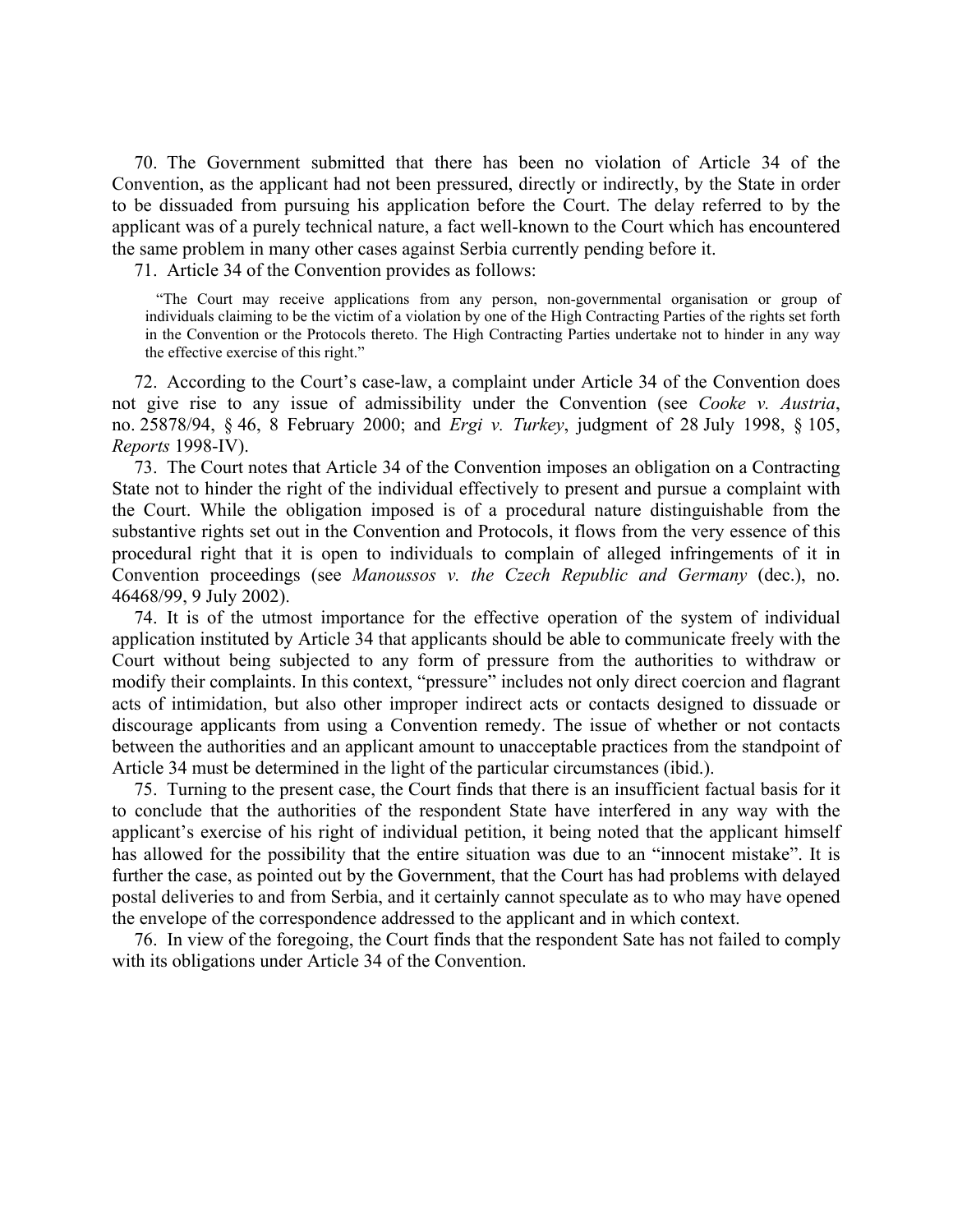70. The Government submitted that there has been no violation of Article 34 of the Convention, as the applicant had not been pressured, directly or indirectly, by the State in order to be dissuaded from pursuing his application before the Court. The delay referred to by the applicant was of a purely technical nature, a fact well-known to the Court which has encountered the same problem in many other cases against Serbia currently pending before it.

71. Article 34 of the Convention provides as follows:

> "The Court may receive applications from any person, non-governmental organisation or group of individuals claiming to be the victim of a violation by one of the High Contracting Parties of the rights set forth in the Convention or the Protocols thereto. The High Contracting Parties undertake not to hinder in any way the effective exercise of this right."

72. According to the Court's case-law, a complaint under Article 34 of the Convention does not give rise to any issue of admissibility under the Convention (see *Cooke v. Austria*, no. 25878/94, § 46, 8 February 2000; and *Ergi v. Turkey*, judgment of 28 July 1998, § 105, *Reports* 1998-IV).

73. The Court notes that Article 34 of the Convention imposes an obligation on a Contracting State not to hinder the right of the individual effectively to present and pursue a complaint with the Court. While the obligation imposed is of a procedural nature distinguishable from the substantive rights set out in the Convention and Protocols, it flows from the very essence of this procedural right that it is open to individuals to complain of alleged infringements of it in Convention proceedings (see *Manoussos v. the Czech Republic and Germany* (dec.), no. 46468/99, 9 July 2002).

74. It is of the utmost importance for the effective operation of the system of individual application instituted by Article 34 that applicants should be able to communicate freely with the Court without being subjected to any form of pressure from the authorities to withdraw or modify their complaints. In this context, "pressure" includes not only direct coercion and flagrant acts of intimidation, but also other improper indirect acts or contacts designed to dissuade or discourage applicants from using a Convention remedy. The issue of whether or not contacts between the authorities and an applicant amount to unacceptable practices from the standpoint of Article 34 must be determined in the light of the particular circumstances (ibid.).

75. Turning to the present case, the Court finds that there is an insufficient factual basis for it to conclude that the authorities of the respondent State have interfered in any way with the applicant's exercise of his right of individual petition, it being noted that the applicant himself has allowed for the possibility that the entire situation was due to an "innocent mistake". It is further the case, as pointed out by the Government, that the Court has had problems with delayed postal deliveries to and from Serbia, and it certainly cannot speculate as to who may have opened the envelope of the correspondence addressed to the applicant and in which context.

76. In view of the foregoing, the Court finds that the respondent Sate has not failed to comply with its obligations under Article 34 of the Convention.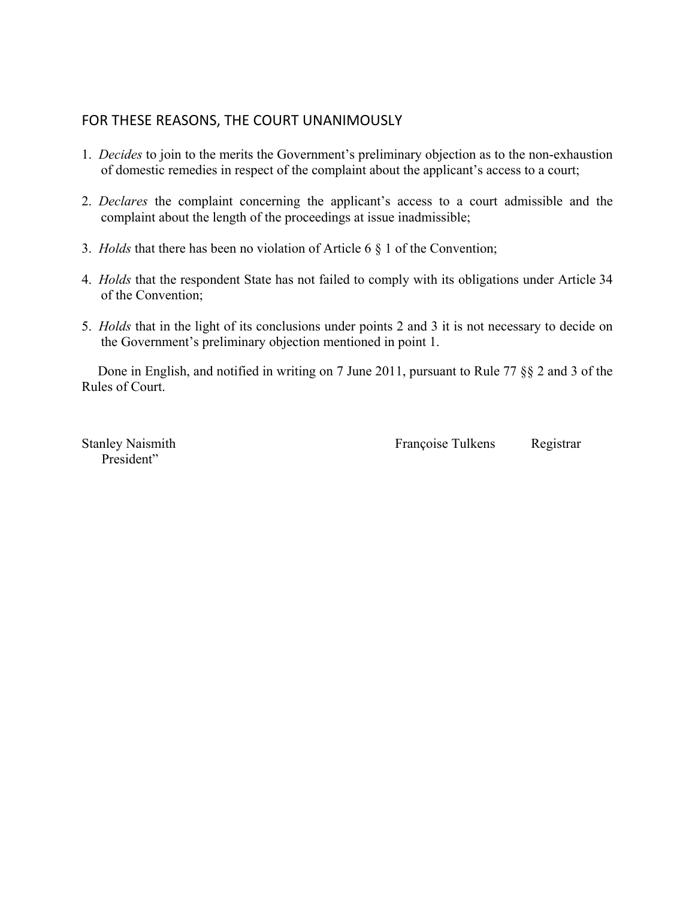## FOR THESE REASONS, THE COURT UNANIMOUSLY

1. *Decides* to join to the merits the Government's preliminary objection as to the non-exhaustion of domestic remedies in respect of the complaint about the applicant's access to a court;

2. *Declares* the complaint concerning the applicant's access to a court admissible and the complaint about the length of the proceedings at issue inadmissible;

3. *Holds* that there has been no violation of Article 6 § 1 of the Convention;

4. *Holds* that the respondent State has not failed to comply with its obligations under Article 34 of the Convention;

5. *Holds* that in the light of its conclusions under points 2 and 3 it is not necessary to decide on the Government's preliminary objection mentioned in point 1.

Done in English, and notified in writing on 7 June 2011, pursuant to Rule 77 §§ 2 and 3 of the Rules of Court.

Stanley Naismith                                        Françoise Tulkens          Registrar
President"